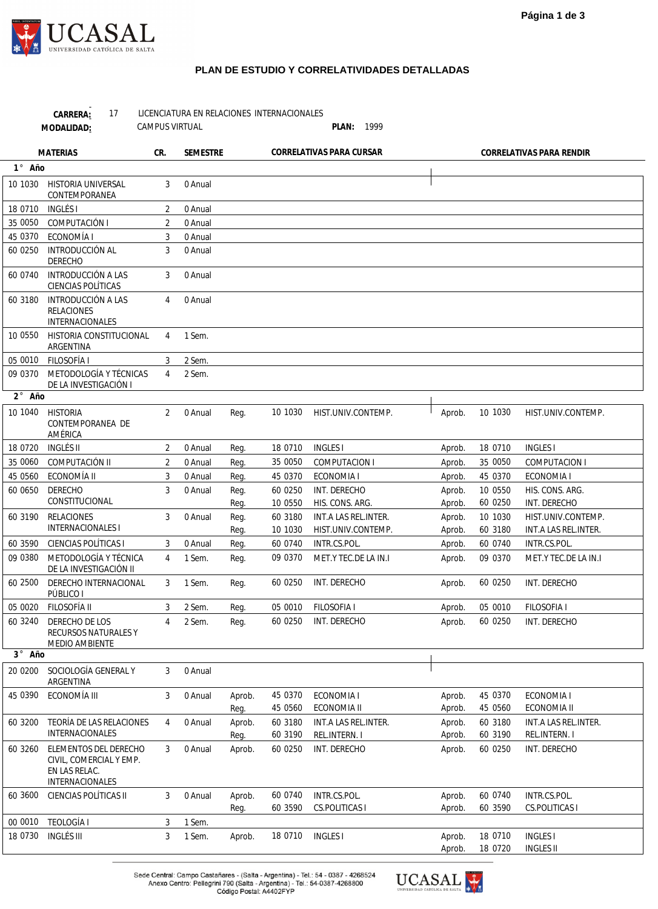UCASAL
UNIVERSIDAD CATÓLICA DE SALTA

## PLAN DE ESTUDIO Y CORRELATIVIDADES DETALLADAS

**CARRERA:** 17 LICENCIATURA EN RELACIONES INTERNACIONALES
**MODALIDAD:** CAMPUS VIRTUAL **PLAN:** 1999

| MATERIAS | | CR. | SEMESTRE | CORRELATIVAS PARA CURSAR | | | CORRELATIVAS PARA RENDIR | | |
|---|---|---|---|---|---|---|---|---|---|
| **1° Año** | | | | | | | | | |
| 10 1030 | HISTORIA UNIVERSAL CONTEMPORANEA | 3 | 0 Anual | | | | | | |
| 18 0710 | INGLÉS I | 2 | 0 Anual | | | | | | |
| 35 0050 | COMPUTACIÓN I | 2 | 0 Anual | | | | | | |
| 45 0370 | ECONOMÍA I | 3 | 0 Anual | | | | | | |
| 60 0250 | INTRODUCCIÓN AL DERECHO | 3 | 0 Anual | | | | | | |
| 60 0740 | INTRODUCCIÓN A LAS CIENCIAS POLÍTICAS | 3 | 0 Anual | | | | | | |
| 60 3180 | INTRODUCCIÓN A LAS RELACIONES INTERNACIONALES | 4 | 0 Anual | | | | | | |
| 10 0550 | HISTORIA CONSTITUCIONAL ARGENTINA | 4 | 1 Sem. | | | | | | |
| 05 0010 | FILOSOFÍA I | 3 | 2 Sem. | | | | | | |
| 09 0370 | METODOLOGÍA Y TÉCNICAS DE LA INVESTIGACIÓN I | 4 | 2 Sem. | | | | | | |
| **2° Año** | | | | | | | | | |
| 10 1040 | HISTORIA CONTEMPORANEA DE AMÉRICA | 2 | 0 Anual | Reg. | 10 1030 | HIST.UNIV.CONTEMP. | Aprob. | 10 1030 | HIST.UNIV.CONTEMP. |
| 18 0720 | INGLÉS II | 2 | 0 Anual | Reg. | 18 0710 | INGLES I | Aprob. | 18 0710 | INGLES I |
| 35 0060 | COMPUTACIÓN II | 2 | 0 Anual | Reg. | 35 0050 | COMPUTACION I | Aprob. | 35 0050 | COMPUTACION I |
| 45 0560 | ECONOMÍA II | 3 | 0 Anual | Reg. | 45 0370 | ECONOMIA I | Aprob. | 45 0370 | ECONOMIA I |
| 60 0650 | DERECHO CONSTITUCIONAL | 3 | 0 Anual | Reg. | 60 0250 | INT. DERECHO | Aprob. | 10 0550 | HIS. CONS. ARG. |
| | | | | Reg. | 10 0550 | HIS. CONS. ARG. | Aprob. | 60 0250 | INT. DERECHO |
| 60 3190 | RELACIONES INTERNACIONALES I | 3 | 0 Anual | Reg. | 60 3180 | INT.A LAS REL.INTER. | Aprob. | 10 1030 | HIST.UNIV.CONTEMP. |
| | | | | Reg. | 10 1030 | HIST.UNIV.CONTEMP. | Aprob. | 60 3180 | INT.A LAS REL.INTER. |
| 60 3590 | CIENCIAS POLÍTICAS I | 3 | 0 Anual | Reg. | 60 0740 | INTR.CS.POL. | Aprob. | 60 0740 | INTR.CS.POL. |
| 09 0380 | METODOLOGÍA Y TÉCNICA DE LA INVESTIGACIÓN II | 4 | 1 Sem. | Reg. | 09 0370 | MET.Y TEC.DE LA IN.I | Aprob. | 09 0370 | MET.Y TEC.DE LA IN.I |
| 60 2500 | DERECHO INTERNACIONAL PÚBLICO I | 3 | 1 Sem. | Reg. | 60 0250 | INT. DERECHO | Aprob. | 60 0250 | INT. DERECHO |
| 05 0020 | FILOSOFÍA II | 3 | 2 Sem. | Reg. | 05 0010 | FILOSOFIA I | Aprob. | 05 0010 | FILOSOFIA I |
| 60 3240 | DERECHO DE LOS RECURSOS NATURALES Y MEDIO AMBIENTE | 4 | 2 Sem. | Reg. | 60 0250 | INT. DERECHO | Aprob. | 60 0250 | INT. DERECHO |
| **3° Año** | | | | | | | | | |
| 20 0200 | SOCIOLOGÍA GENERAL Y ARGENTINA | 3 | 0 Anual | | | | | | |
| 45 0390 | ECONOMÍA III | 3 | 0 Anual | Aprob. | 45 0370 | ECONOMIA I | Aprob. | 45 0370 | ECONOMIA I |
| | | | | Reg. | 45 0560 | ECONOMIA II | Aprob. | 45 0560 | ECONOMIA II |
| 60 3200 | TEORÍA DE LAS RELACIONES INTERNACIONALES | 4 | 0 Anual | Aprob. | 60 3180 | INT.A LAS REL.INTER. | Aprob. | 60 3180 | INT.A LAS REL.INTER. |
| | | | | Reg. | 60 3190 | REL.INTERN. I | Aprob. | 60 3190 | REL.INTERN. I |
| 60 3260 | ELEMENTOS DEL DERECHO CIVIL, COMERCIAL Y EMP. EN LAS RELAC. INTERNACIONALES | 3 | 0 Anual | Aprob. | 60 0250 | INT. DERECHO | Aprob. | 60 0250 | INT. DERECHO |
| 60 3600 | CIENCIAS POLÍTICAS II | 3 | 0 Anual | Aprob. | 60 0740 | INTR.CS.POL. | Aprob. | 60 0740 | INTR.CS.POL. |
| | | | | Reg. | 60 3590 | CS.POLITICAS I | Aprob. | 60 3590 | CS.POLITICAS I |
| 00 0010 | TEOLOGÍA I | 3 | 1 Sem. | | | | | | |
| 18 0730 | INGLÉS III | 3 | 1 Sem. | Aprob. | 18 0710 | INGLES I | Aprob. | 18 0710 | INGLES I |
| | | | | | | | Aprob. | 18 0720 | INGLES II |

Sede Central: Campo Castañares - (Salta - Argentina) - Tel.: 54 - 0387 - 4268524
Anexo Centro: Pellegrini 790 (Salta - Argentina) - Tel.: 54-0387-4268800
Código Postal: A4402FYP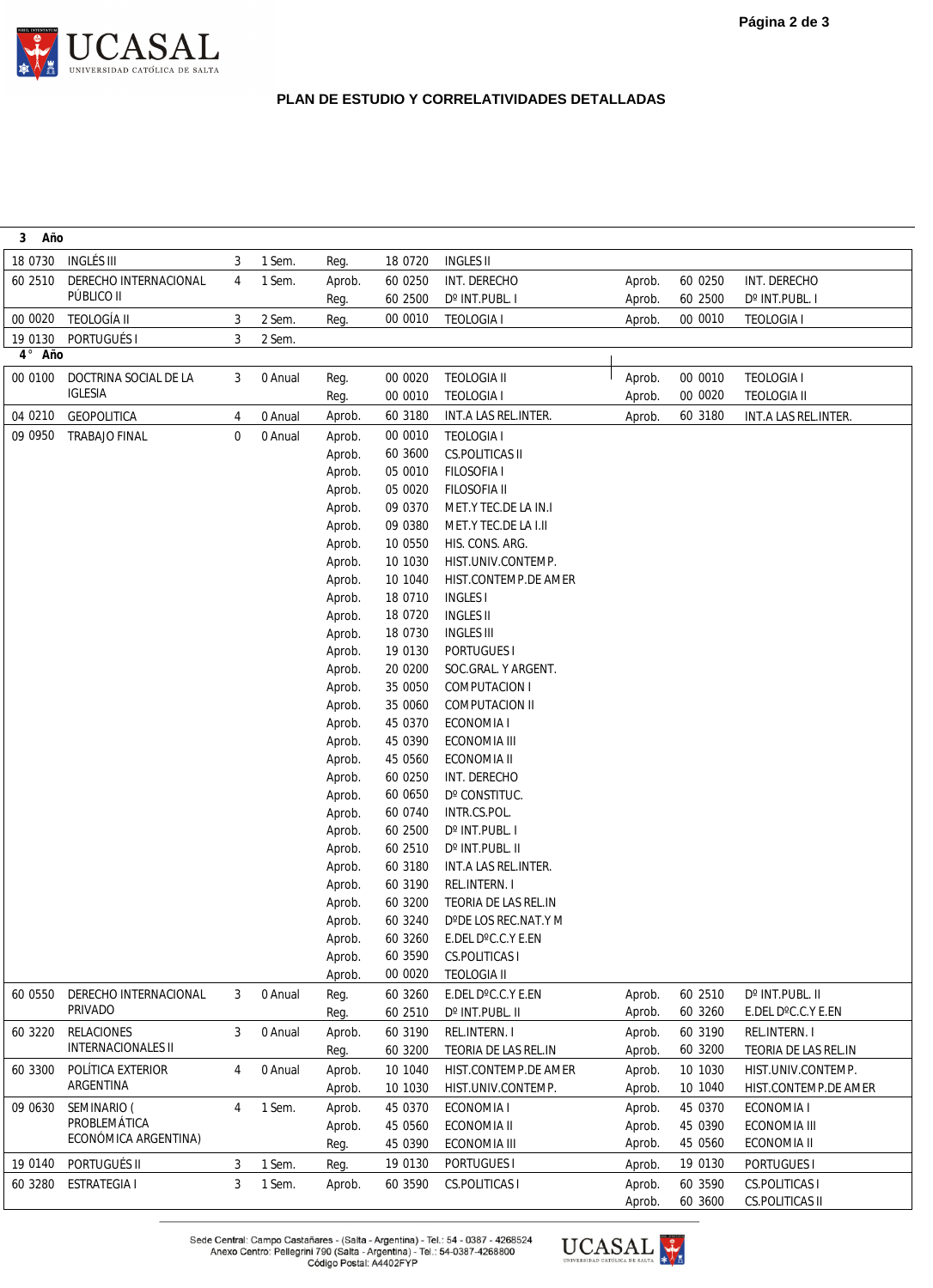## PLAN DE ESTUDIO Y CORRELATIVIDADES DETALLADAS

| Código | Materia | Hs | Duración | Cond. | Código | Para cursar | Cond. | Código | Para rendir |
|---|---|---|---|---|---|---|---|---|---|
| **3 Año** | | | | | | | | | |
| 18 0730 | INGLÉS III | 3 | 1 Sem. | Reg. | 18 0720 | INGLES II | | | |
| 60 2510 | DERECHO INTERNACIONAL PÚBLICO II | 4 | 1 Sem. | Aprob. | 60 0250 | INT. DERECHO | Aprob. | 60 0250 | INT. DERECHO |
| | | | | Reg. | 60 2500 | Dº INT.PUBL. I | Aprob. | 60 2500 | Dº INT.PUBL. I |
| 00 0020 | TEOLOGÍA II | 3 | 2 Sem. | Reg. | 00 0010 | TEOLOGIA I | Aprob. | 00 0010 | TEOLOGIA I |
| 19 0130 | PORTUGUÉS I | 3 | 2 Sem. | | | | | | |
| **4° Año** | | | | | | | | | |
| 00 0100 | DOCTRINA SOCIAL DE LA IGLESIA | 3 | 0 Anual | Reg. | 00 0020 | TEOLOGIA II | Aprob. | 00 0010 | TEOLOGIA I |
| | | | | Reg. | 00 0010 | TEOLOGIA I | Aprob. | 00 0020 | TEOLOGIA II |
| 04 0210 | GEOPOLITICA | 4 | 0 Anual | Aprob. | 60 3180 | INT.A LAS REL.INTER. | Aprob. | 60 3180 | INT.A LAS REL.INTER. |
| 09 0950 | TRABAJO FINAL | 0 | 0 Anual | Aprob. | 00 0010 | TEOLOGIA I | | | |
| | | | | Aprob. | 60 3600 | CS.POLITICAS II | | | |
| | | | | Aprob. | 05 0010 | FILOSOFIA I | | | |
| | | | | Aprob. | 05 0020 | FILOSOFIA II | | | |
| | | | | Aprob. | 09 0370 | MET.Y TEC.DE LA IN.I | | | |
| | | | | Aprob. | 09 0380 | MET.Y TEC.DE LA I.II | | | |
| | | | | Aprob. | 10 0550 | HIS. CONS. ARG. | | | |
| | | | | Aprob. | 10 1030 | HIST.UNIV.CONTEMP. | | | |
| | | | | Aprob. | 10 1040 | HIST.CONTEMP.DE AMER | | | |
| | | | | Aprob. | 18 0710 | INGLES I | | | |
| | | | | Aprob. | 18 0720 | INGLES II | | | |
| | | | | Aprob. | 18 0730 | INGLES III | | | |
| | | | | Aprob. | 19 0130 | PORTUGUES I | | | |
| | | | | Aprob. | 20 0200 | SOC.GRAL. Y ARGENT. | | | |
| | | | | Aprob. | 35 0050 | COMPUTACION I | | | |
| | | | | Aprob. | 35 0060 | COMPUTACION II | | | |
| | | | | Aprob. | 45 0370 | ECONOMIA I | | | |
| | | | | Aprob. | 45 0390 | ECONOMIA III | | | |
| | | | | Aprob. | 45 0560 | ECONOMIA II | | | |
| | | | | Aprob. | 60 0250 | INT. DERECHO | | | |
| | | | | Aprob. | 60 0650 | Dº CONSTITUC. | | | |
| | | | | Aprob. | 60 0740 | INTR.CS.POL. | | | |
| | | | | Aprob. | 60 2500 | Dº INT.PUBL. I | | | |
| | | | | Aprob. | 60 2510 | Dº INT.PUBL. II | | | |
| | | | | Aprob. | 60 3180 | INT.A LAS REL.INTER. | | | |
| | | | | Aprob. | 60 3190 | REL.INTERN. I | | | |
| | | | | Aprob. | 60 3200 | TEORIA DE LAS REL.IN | | | |
| | | | | Aprob. | 60 3240 | DºDE LOS REC.NAT.Y M | | | |
| | | | | Aprob. | 60 3260 | E.DEL DºC.C.Y E.EN | | | |
| | | | | Aprob. | 60 3590 | CS.POLITICAS I | | | |
| | | | | Aprob. | 00 0020 | TEOLOGIA II | | | |
| 60 0550 | DERECHO INTERNACIONAL PRIVADO | 3 | 0 Anual | Reg. | 60 3260 | E.DEL DºC.C.Y E.EN | Aprob. | 60 2510 | Dº INT.PUBL. II |
| | | | | Reg. | 60 2510 | Dº INT.PUBL. II | Aprob. | 60 3260 | E.DEL DºC.C.Y E.EN |
| 60 3220 | RELACIONES INTERNACIONALES II | 3 | 0 Anual | Aprob. | 60 3190 | REL.INTERN. I | Aprob. | 60 3190 | REL.INTERN. I |
| | | | | Reg. | 60 3200 | TEORIA DE LAS REL.IN | Aprob. | 60 3200 | TEORIA DE LAS REL.IN |
| 60 3300 | POLÍTICA EXTERIOR ARGENTINA | 4 | 0 Anual | Aprob. | 10 1040 | HIST.CONTEMP.DE AMER | Aprob. | 10 1030 | HIST.UNIV.CONTEMP. |
| | | | | Aprob. | 10 1030 | HIST.UNIV.CONTEMP. | Aprob. | 10 1040 | HIST.CONTEMP.DE AMER |
| 09 0630 | SEMINARIO ( PROBLEMÁTICA ECONÓMICA ARGENTINA) | 4 | 1 Sem. | Aprob. | 45 0370 | ECONOMIA I | Aprob. | 45 0370 | ECONOMIA I |
| | | | | Aprob. | 45 0560 | ECONOMIA II | Aprob. | 45 0390 | ECONOMIA III |
| | | | | Reg. | 45 0390 | ECONOMIA III | Aprob. | 45 0560 | ECONOMIA II |
| 19 0140 | PORTUGUÉS II | 3 | 1 Sem. | Reg. | 19 0130 | PORTUGUES I | Aprob. | 19 0130 | PORTUGUES I |
| 60 3280 | ESTRATEGIA I | 3 | 1 Sem. | Aprob. | 60 3590 | CS.POLITICAS I | Aprob. | 60 3590 | CS.POLITICAS I |
| | | | | | | | Aprob. | 60 3600 | CS.POLITICAS II |

Sede Central: Campo Castañares - (Salta - Argentina) - Tel.: 54 - 0387 - 4268524
Anexo Centro: Pellegrini 790 (Salta - Argentina) - Tel.: 54-0387-4268800
Código Postal: A4402FYP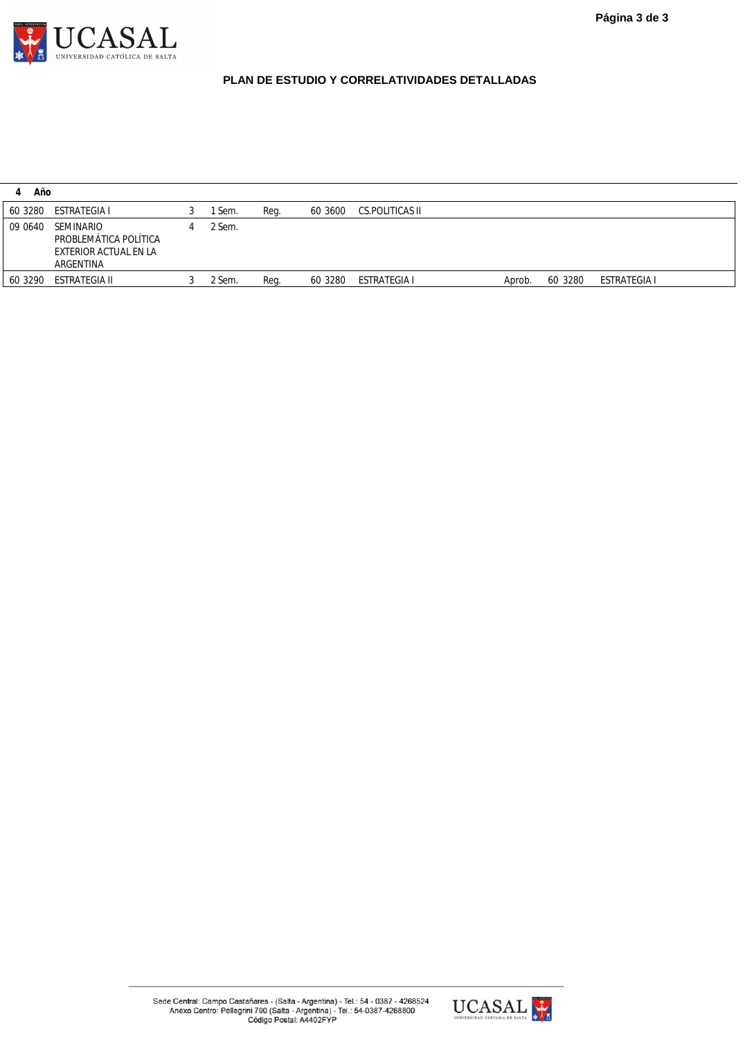## PLAN DE ESTUDIO Y CORRELATIVIDADES DETALLADAS

**4 Año**

| | | | | | | | | | |
|---|---|---|---|---|---|---|---|---|---|
| 60 3280 | ESTRATEGIA I | 3 | 1 Sem. | Reg. | 60 3600 | CS.POLITICAS II | | | |
| 09 0640 | SEMINARIO PROBLEMÁTICA POLÍTICA EXTERIOR ACTUAL EN LA ARGENTINA | 4 | 2 Sem. | | | | | | |
| 60 3290 | ESTRATEGIA II | 3 | 2 Sem. | Reg. | 60 3280 | ESTRATEGIA I | Aprob. | 60 3280 | ESTRATEGIA I |

Sede Central: Campo Castañares - (Salta - Argentina) - Tel.: 54 - 0387 - 4268524
Anexo Centro: Pellegrini 790 (Salta - Argentina) - Tel.: 54-0387-4268800
Código Postal: A4402FYP